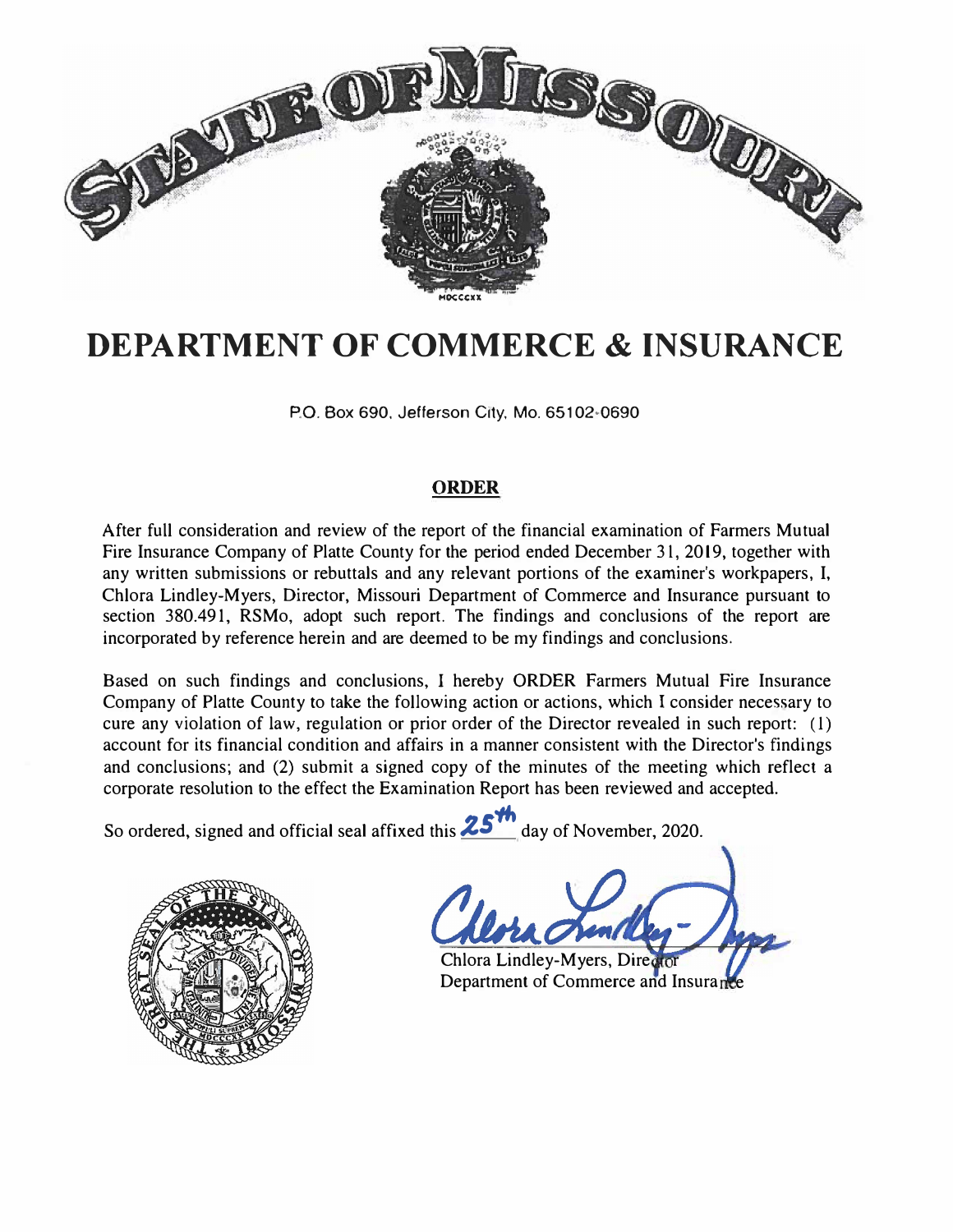# STATE OF MISSOURI

# DEPARTMENT OF COMMERCE & INSURANCE

P.O. Box 690, Jefferson City, Mo. 65102-0690

## ORDER

After full consideration and review of the report of the financial examination of Farmers Mutual Fire Insurance Company of Platte County for the period ended December 31, 2019, together with any written submissions or rebuttals and any relevant portions of the examiner's workpapers, I, Chlora Lindley-Myers, Director, Missouri Department of Commerce and Insurance pursuant to section 380.491, RSMo, adopt such report. The findings and conclusions of the report are incorporated by reference herein and are deemed to be my findings and conclusions.

Based on such findings and conclusions, I hereby ORDER Farmers Mutual Fire Insurance Company of Platte County to take the following action or actions, which I consider necessary to cure any violation of law, regulation or prior order of the Director revealed in such report: (1) account for its financial condition and affairs in a manner consistent with the Director's findings and conclusions; and (2) submit a signed copy of the minutes of the meeting which reflect a corporate resolution to the effect the Examination Report has been reviewed and accepted.

So ordered, signed and official seal affixed this 25th day of November, 2020.

Chlora Lindley-Myers, Director
Department of Commerce and Insurance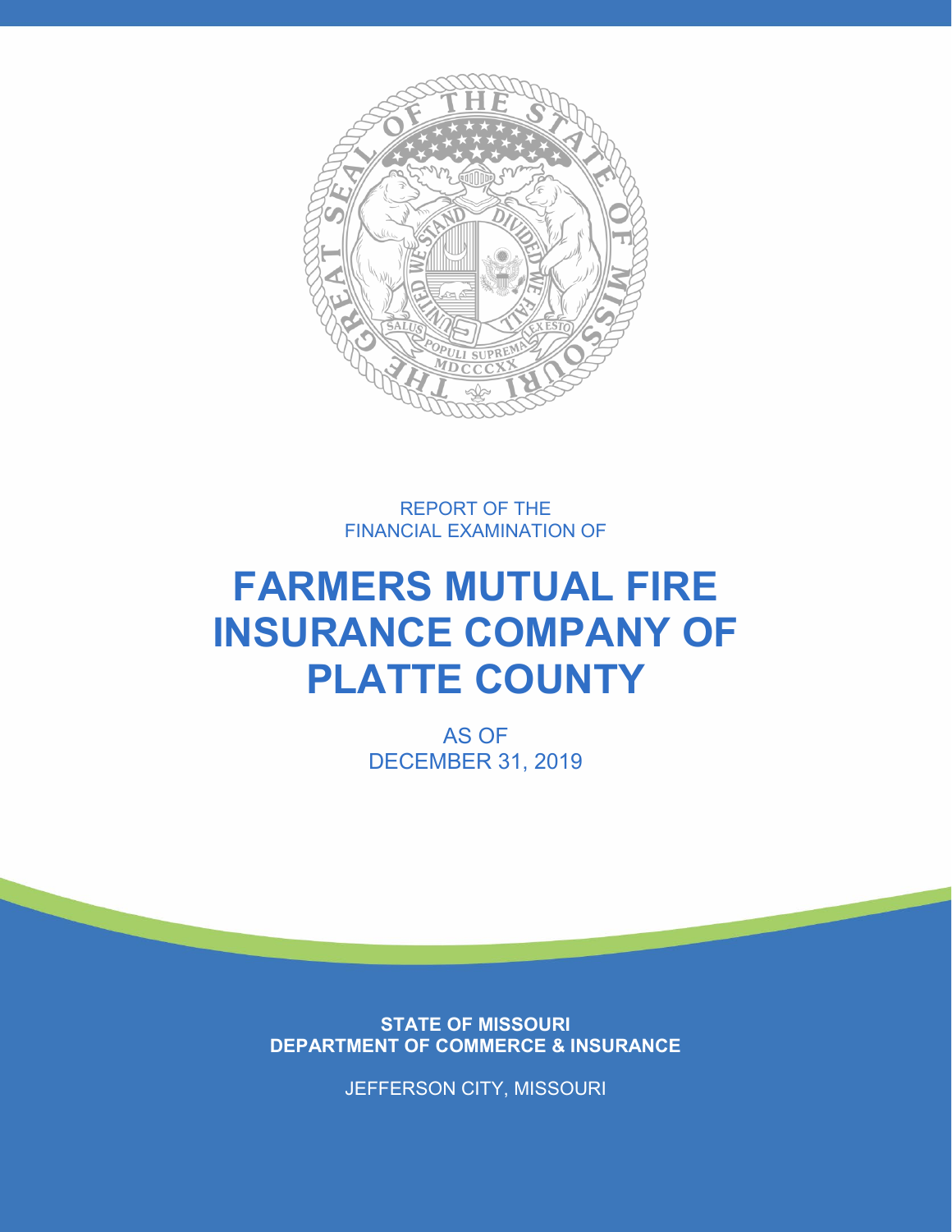REPORT OF THE
FINANCIAL EXAMINATION OF

# FARMERS MUTUAL FIRE INSURANCE COMPANY OF PLATTE COUNTY

AS OF
DECEMBER 31, 2019

**STATE OF MISSOURI**
**DEPARTMENT OF COMMERCE & INSURANCE**

JEFFERSON CITY, MISSOURI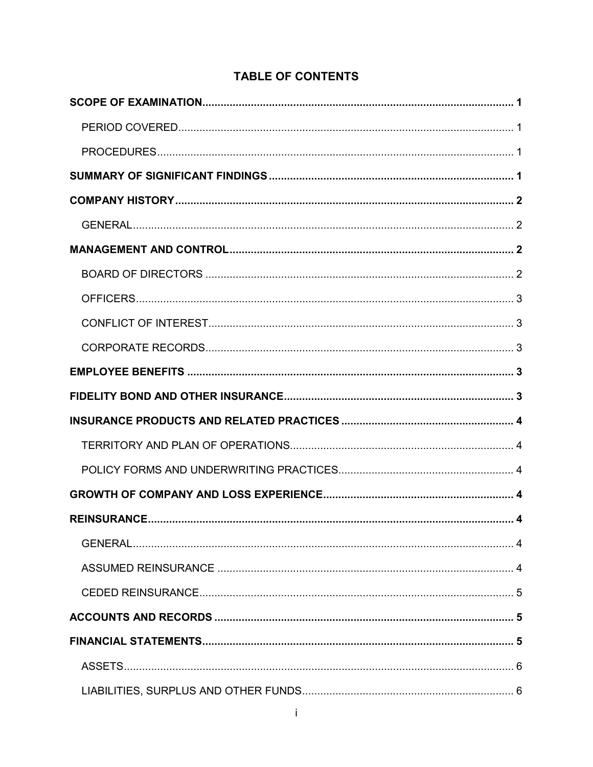# TABLE OF CONTENTS

**SCOPE OF EXAMINATION** ........ 1

- PERIOD COVERED ........ 1
- PROCEDURES ........ 1

**SUMMARY OF SIGNIFICANT FINDINGS** ........ 1

**COMPANY HISTORY** ........ 2

- GENERAL ........ 2

**MANAGEMENT AND CONTROL** ........ 2

- BOARD OF DIRECTORS ........ 2
- OFFICERS ........ 3
- CONFLICT OF INTEREST ........ 3
- CORPORATE RECORDS ........ 3

**EMPLOYEE BENEFITS** ........ 3

**FIDELITY BOND AND OTHER INSURANCE** ........ 3

**INSURANCE PRODUCTS AND RELATED PRACTICES** ........ 4

- TERRITORY AND PLAN OF OPERATIONS ........ 4
- POLICY FORMS AND UNDERWRITING PRACTICES ........ 4

**GROWTH OF COMPANY AND LOSS EXPERIENCE** ........ 4

**REINSURANCE** ........ 4

- GENERAL ........ 4
- ASSUMED REINSURANCE ........ 4
- CEDED REINSURANCE ........ 5

**ACCOUNTS AND RECORDS** ........ 5

**FINANCIAL STATEMENTS** ........ 5

- ASSETS ........ 6
- LIABILITIES, SURPLUS AND OTHER FUNDS ........ 6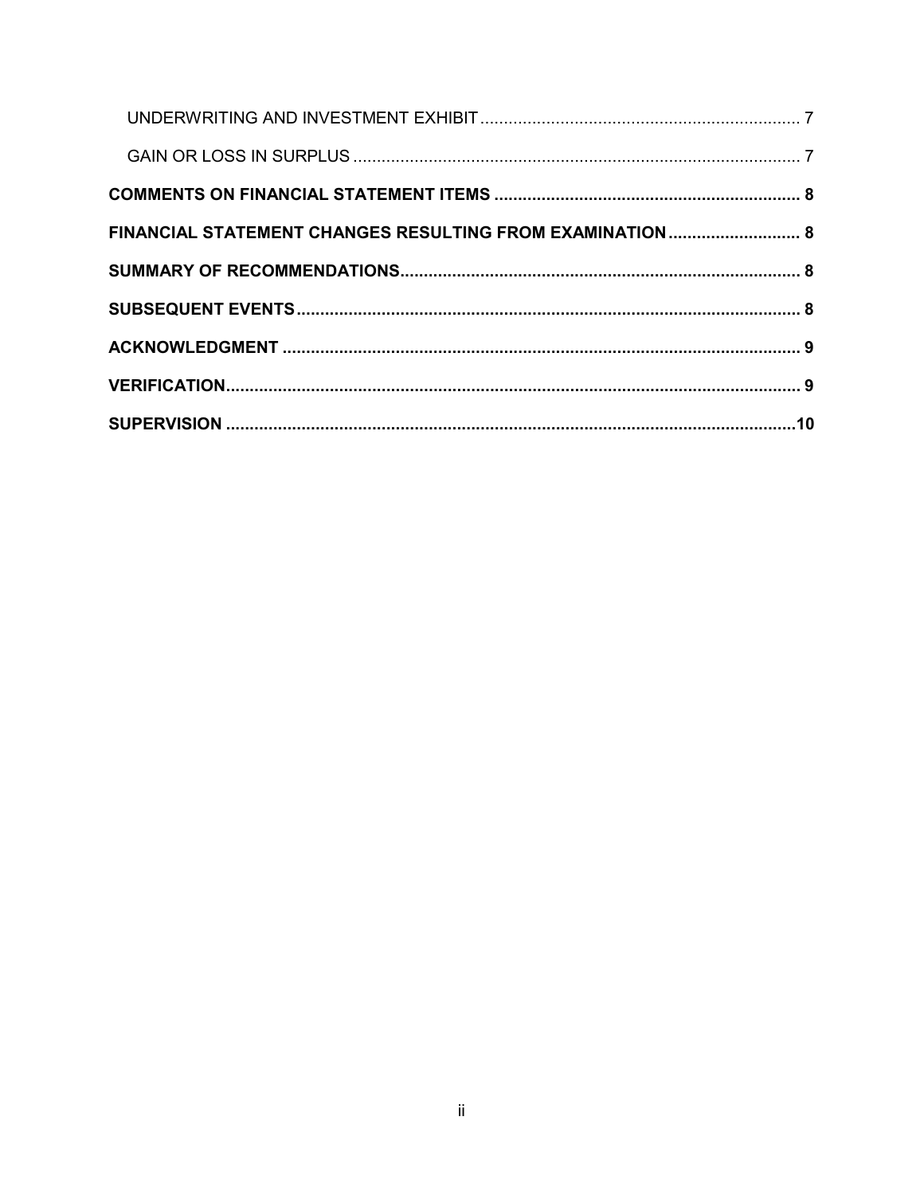UNDERWRITING AND INVESTMENT EXHIBIT ........ 7

GAIN OR LOSS IN SURPLUS ........ 7

**COMMENTS ON FINANCIAL STATEMENT ITEMS ........ 8**

**FINANCIAL STATEMENT CHANGES RESULTING FROM EXAMINATION ........ 8**

**SUMMARY OF RECOMMENDATIONS ........ 8**

**SUBSEQUENT EVENTS ........ 8**

**ACKNOWLEDGMENT ........ 9**

**VERIFICATION ........ 9**

**SUPERVISION ........ 10**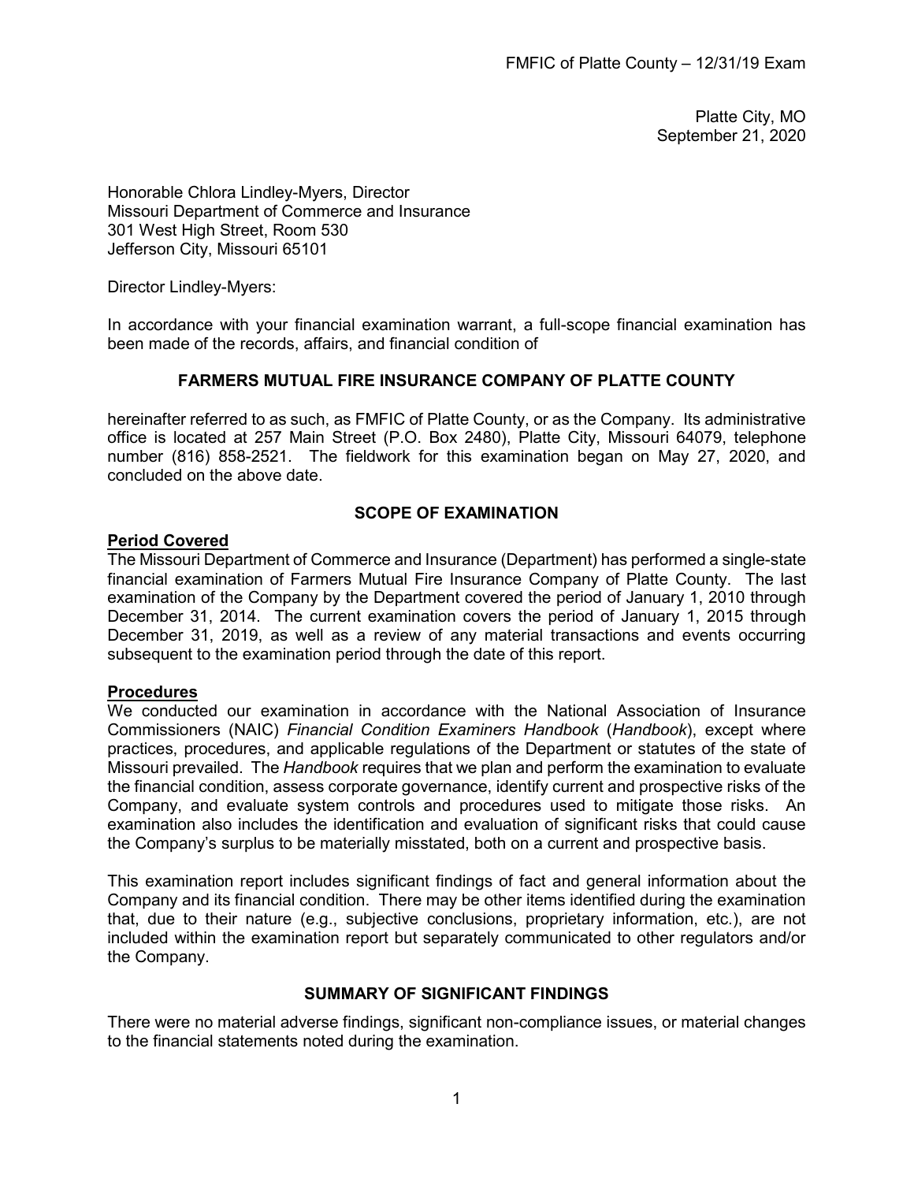Platte City, MO
September 21, 2020

Honorable Chlora Lindley-Myers, Director
Missouri Department of Commerce and Insurance
301 West High Street, Room 530
Jefferson City, Missouri 65101

Director Lindley-Myers:

In accordance with your financial examination warrant, a full-scope financial examination has been made of the records, affairs, and financial condition of

**FARMERS MUTUAL FIRE INSURANCE COMPANY OF PLATTE COUNTY**

hereinafter referred to as such, as FMFIC of Platte County, or as the Company. Its administrative office is located at 257 Main Street (P.O. Box 2480), Platte City, Missouri 64079, telephone number (816) 858-2521. The fieldwork for this examination began on May 27, 2020, and concluded on the above date.

## SCOPE OF EXAMINATION

### Period Covered

The Missouri Department of Commerce and Insurance (Department) has performed a single-state financial examination of Farmers Mutual Fire Insurance Company of Platte County. The last examination of the Company by the Department covered the period of January 1, 2010 through December 31, 2014. The current examination covers the period of January 1, 2015 through December 31, 2019, as well as a review of any material transactions and events occurring subsequent to the examination period through the date of this report.

### Procedures

We conducted our examination in accordance with the National Association of Insurance Commissioners (NAIC) *Financial Condition Examiners Handbook* (*Handbook*), except where practices, procedures, and applicable regulations of the Department or statutes of the state of Missouri prevailed. The *Handbook* requires that we plan and perform the examination to evaluate the financial condition, assess corporate governance, identify current and prospective risks of the Company, and evaluate system controls and procedures used to mitigate those risks. An examination also includes the identification and evaluation of significant risks that could cause the Company's surplus to be materially misstated, both on a current and prospective basis.

This examination report includes significant findings of fact and general information about the Company and its financial condition. There may be other items identified during the examination that, due to their nature (e.g., subjective conclusions, proprietary information, etc.), are not included within the examination report but separately communicated to other regulators and/or the Company.

## SUMMARY OF SIGNIFICANT FINDINGS

There were no material adverse findings, significant non-compliance issues, or material changes to the financial statements noted during the examination.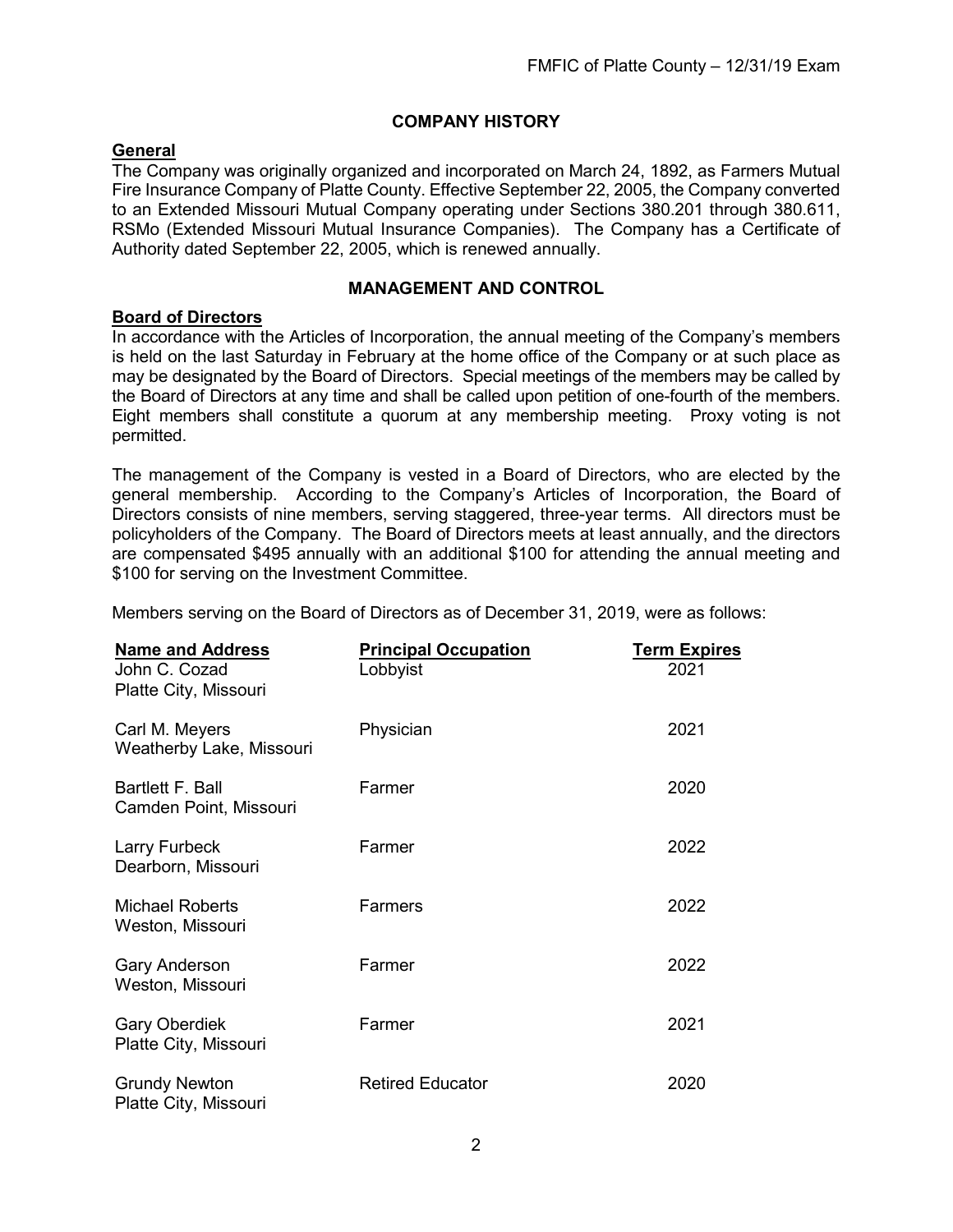## COMPANY HISTORY

**General**

The Company was originally organized and incorporated on March 24, 1892, as Farmers Mutual Fire Insurance Company of Platte County. Effective September 22, 2005, the Company converted to an Extended Missouri Mutual Company operating under Sections 380.201 through 380.611, RSMo (Extended Missouri Mutual Insurance Companies). The Company has a Certificate of Authority dated September 22, 2005, which is renewed annually.

## MANAGEMENT AND CONTROL

**Board of Directors**

In accordance with the Articles of Incorporation, the annual meeting of the Company's members is held on the last Saturday in February at the home office of the Company or at such place as may be designated by the Board of Directors. Special meetings of the members may be called by the Board of Directors at any time and shall be called upon petition of one-fourth of the members. Eight members shall constitute a quorum at any membership meeting. Proxy voting is not permitted.

The management of the Company is vested in a Board of Directors, who are elected by the general membership. According to the Company's Articles of Incorporation, the Board of Directors consists of nine members, serving staggered, three-year terms. All directors must be policyholders of the Company. The Board of Directors meets at least annually, and the directors are compensated $495 annually with an additional $100 for attending the annual meeting and $100 for serving on the Investment Committee.

Members serving on the Board of Directors as of December 31, 2019, were as follows:

| Name and Address | Principal Occupation | Term Expires |
|---|---|---|
| John C. Cozad<br>Platte City, Missouri | Lobbyist | 2021 |
| Carl M. Meyers<br>Weatherby Lake, Missouri | Physician | 2021 |
| Bartlett F. Ball<br>Camden Point, Missouri | Farmer | 2020 |
| Larry Furbeck<br>Dearborn, Missouri | Farmer | 2022 |
| Michael Roberts<br>Weston, Missouri | Farmers | 2022 |
| Gary Anderson<br>Weston, Missouri | Farmer | 2022 |
| Gary Oberdiek<br>Platte City, Missouri | Farmer | 2021 |
| Grundy Newton<br>Platte City, Missouri | Retired Educator | 2020 |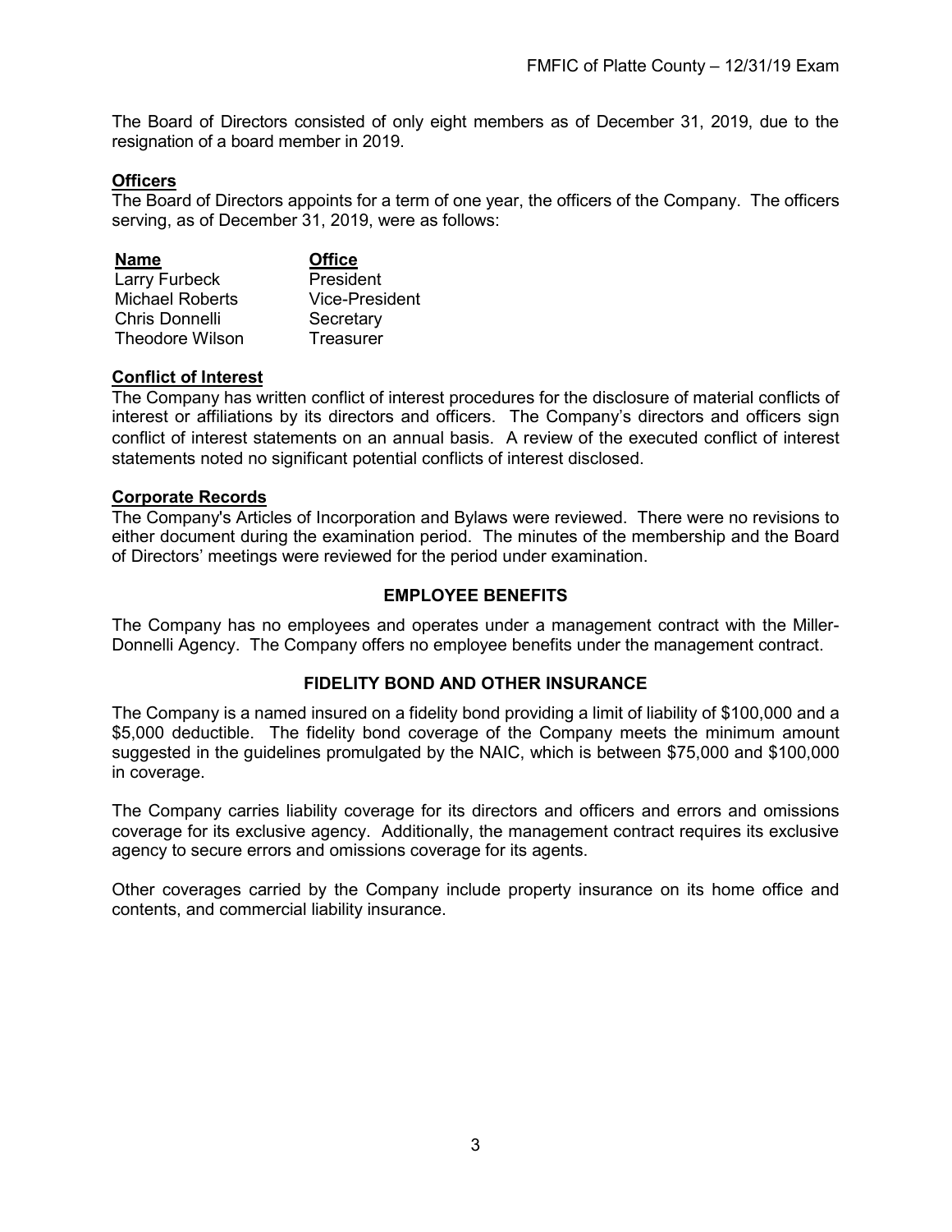The Board of Directors consisted of only eight members as of December 31, 2019, due to the resignation of a board member in 2019.

### Officers

The Board of Directors appoints for a term of one year, the officers of the Company. The officers serving, as of December 31, 2019, were as follows:

| Name | Office |
|---|---|
| Larry Furbeck | President |
| Michael Roberts | Vice-President |
| Chris Donnelli | Secretary |
| Theodore Wilson | Treasurer |

### Conflict of Interest

The Company has written conflict of interest procedures for the disclosure of material conflicts of interest or affiliations by its directors and officers. The Company's directors and officers sign conflict of interest statements on an annual basis. A review of the executed conflict of interest statements noted no significant potential conflicts of interest disclosed.

### Corporate Records

The Company's Articles of Incorporation and Bylaws were reviewed. There were no revisions to either document during the examination period. The minutes of the membership and the Board of Directors' meetings were reviewed for the period under examination.

## EMPLOYEE BENEFITS

The Company has no employees and operates under a management contract with the Miller-Donnelli Agency. The Company offers no employee benefits under the management contract.

## FIDELITY BOND AND OTHER INSURANCE

The Company is a named insured on a fidelity bond providing a limit of liability of $100,000 and a $5,000 deductible. The fidelity bond coverage of the Company meets the minimum amount suggested in the guidelines promulgated by the NAIC, which is between $75,000 and $100,000 in coverage.

The Company carries liability coverage for its directors and officers and errors and omissions coverage for its exclusive agency. Additionally, the management contract requires its exclusive agency to secure errors and omissions coverage for its agents.

Other coverages carried by the Company include property insurance on its home office and contents, and commercial liability insurance.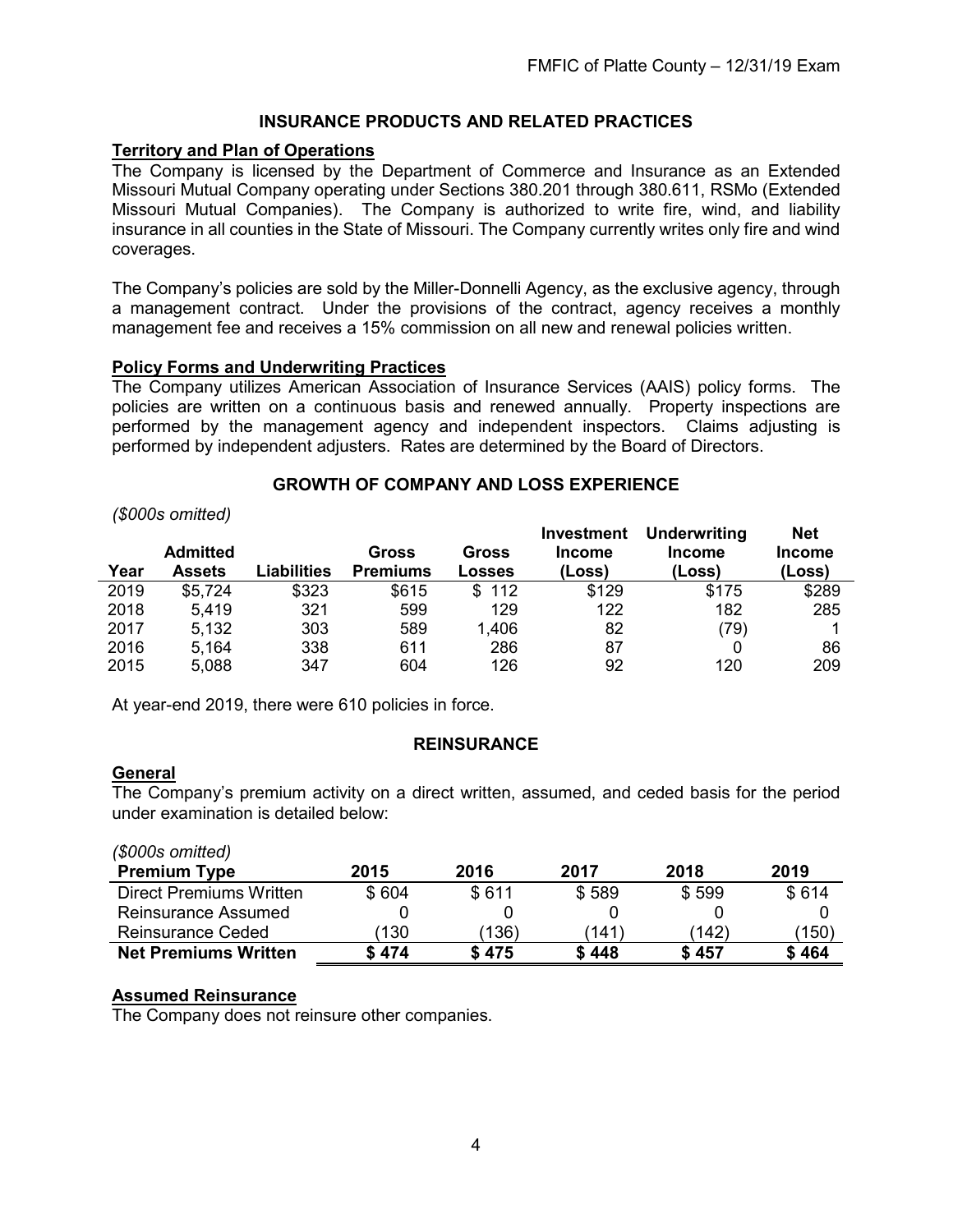## INSURANCE PRODUCTS AND RELATED PRACTICES

### Territory and Plan of Operations

The Company is licensed by the Department of Commerce and Insurance as an Extended Missouri Mutual Company operating under Sections 380.201 through 380.611, RSMo (Extended Missouri Mutual Companies). The Company is authorized to write fire, wind, and liability insurance in all counties in the State of Missouri. The Company currently writes only fire and wind coverages.

The Company's policies are sold by the Miller-Donnelli Agency, as the exclusive agency, through a management contract. Under the provisions of the contract, agency receives a monthly management fee and receives a 15% commission on all new and renewal policies written.

### Policy Forms and Underwriting Practices

The Company utilizes American Association of Insurance Services (AAIS) policy forms. The policies are written on a continuous basis and renewed annually. Property inspections are performed by the management agency and independent inspectors. Claims adjusting is performed by independent adjusters. Rates are determined by the Board of Directors.

## GROWTH OF COMPANY AND LOSS EXPERIENCE

*($000s omitted)*

| Year | Admitted Assets | Liabilities | Gross Premiums | Gross Losses | Investment Income (Loss) | Underwriting Income (Loss) | Net Income (Loss) |
|---|---|---|---|---|---|---|---|
| 2019 | $5,724 | $323 | $615 | $ 112 | $129 | $175 | $289 |
| 2018 | 5,419 | 321 | 599 | 129 | 122 | 182 | 285 |
| 2017 | 5,132 | 303 | 589 | 1,406 | 82 | (79) | 1 |
| 2016 | 5,164 | 338 | 611 | 286 | 87 | 0 | 86 |
| 2015 | 5,088 | 347 | 604 | 126 | 92 | 120 | 209 |

At year-end 2019, there were 610 policies in force.

## REINSURANCE

### General

The Company's premium activity on a direct written, assumed, and ceded basis for the period under examination is detailed below:

*($000s omitted)*

| Premium Type | 2015 | 2016 | 2017 | 2018 | 2019 |
|---|---|---|---|---|---|
| Direct Premiums Written | $ 604 | $ 611 | $ 589 | $ 599 | $ 614 |
| Reinsurance Assumed | 0 | 0 | 0 | 0 | 0 |
| Reinsurance Ceded | (130 | (136) | (141) | (142) | (150) |
| **Net Premiums Written** | **$ 474** | **$ 475** | **$ 448** | **$ 457** | **$ 464** |

### Assumed Reinsurance

The Company does not reinsure other companies.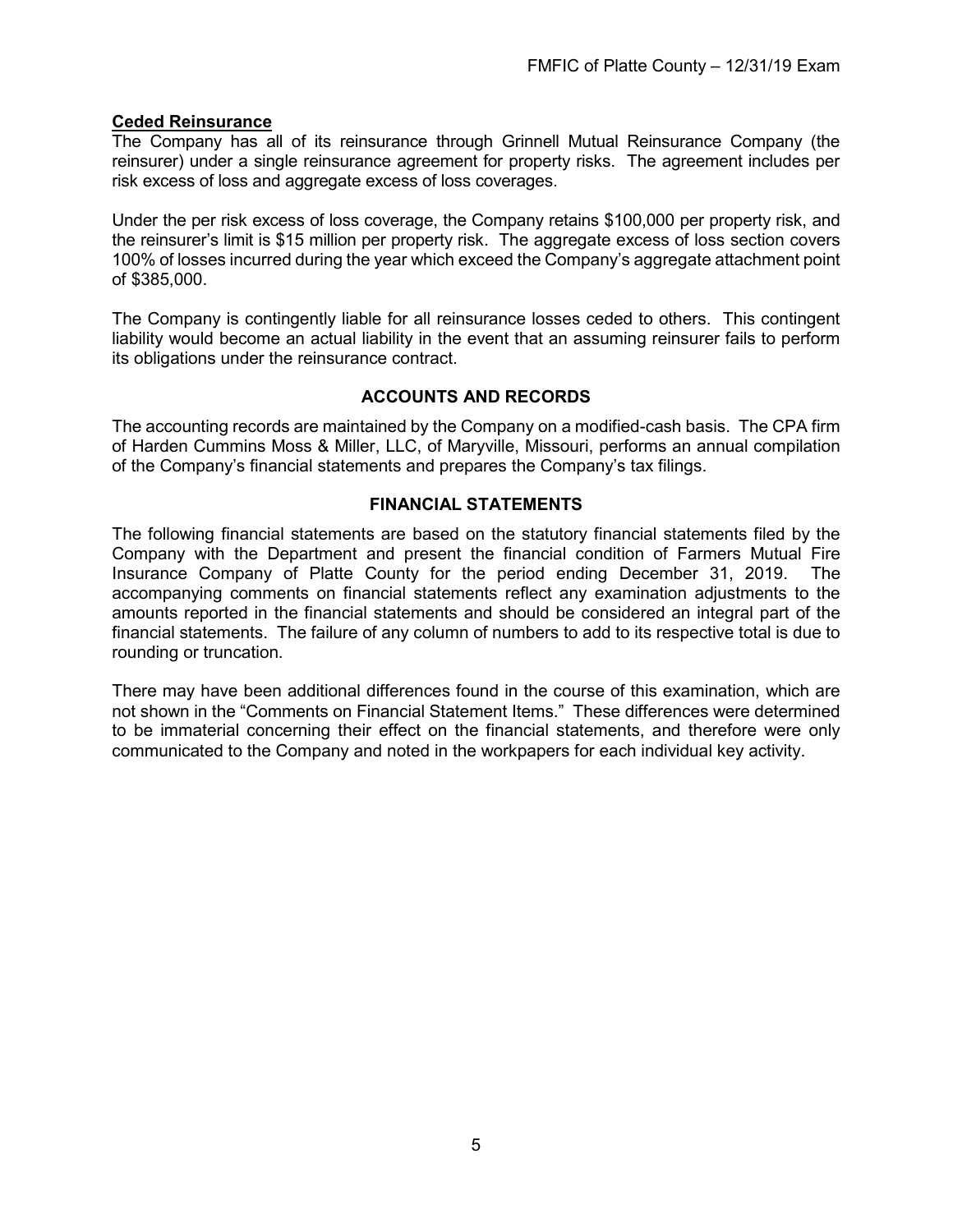**Ceded Reinsurance**

The Company has all of its reinsurance through Grinnell Mutual Reinsurance Company (the reinsurer) under a single reinsurance agreement for property risks. The agreement includes per risk excess of loss and aggregate excess of loss coverages.

Under the per risk excess of loss coverage, the Company retains $100,000 per property risk, and the reinsurer's limit is $15 million per property risk. The aggregate excess of loss section covers 100% of losses incurred during the year which exceed the Company's aggregate attachment point of $385,000.

The Company is contingently liable for all reinsurance losses ceded to others. This contingent liability would become an actual liability in the event that an assuming reinsurer fails to perform its obligations under the reinsurance contract.

## ACCOUNTS AND RECORDS

The accounting records are maintained by the Company on a modified-cash basis. The CPA firm of Harden Cummins Moss & Miller, LLC, of Maryville, Missouri, performs an annual compilation of the Company's financial statements and prepares the Company's tax filings.

## FINANCIAL STATEMENTS

The following financial statements are based on the statutory financial statements filed by the Company with the Department and present the financial condition of Farmers Mutual Fire Insurance Company of Platte County for the period ending December 31, 2019. The accompanying comments on financial statements reflect any examination adjustments to the amounts reported in the financial statements and should be considered an integral part of the financial statements. The failure of any column of numbers to add to its respective total is due to rounding or truncation.

There may have been additional differences found in the course of this examination, which are not shown in the "Comments on Financial Statement Items." These differences were determined to be immaterial concerning their effect on the financial statements, and therefore were only communicated to the Company and noted in the workpapers for each individual key activity.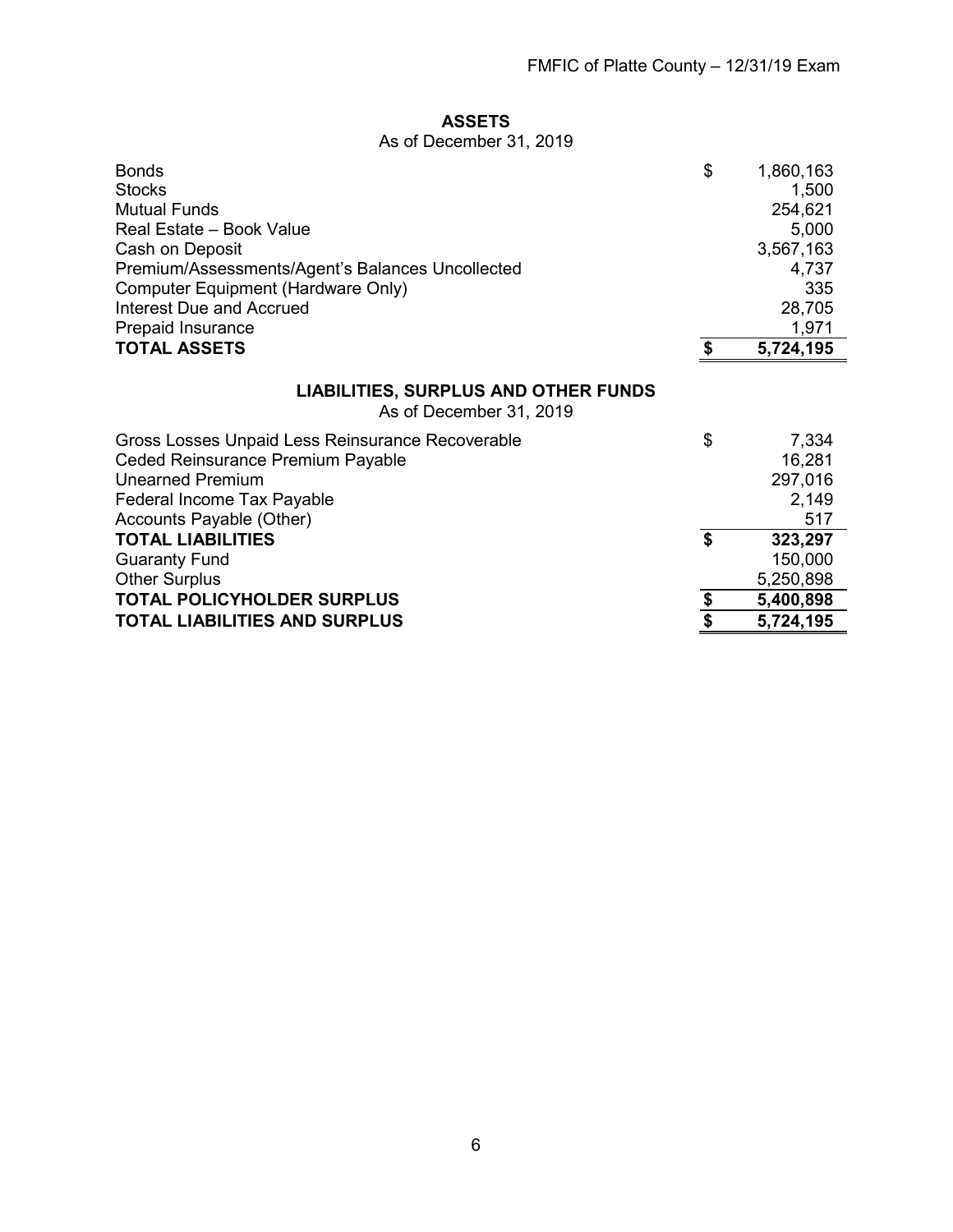## ASSETS

As of December 31, 2019

| | | |
|---|---|---|
| Bonds | $ | 1,860,163 |
| Stocks | | 1,500 |
| Mutual Funds | | 254,621 |
| Real Estate – Book Value | | 5,000 |
| Cash on Deposit | | 3,567,163 |
| Premium/Assessments/Agent's Balances Uncollected | | 4,737 |
| Computer Equipment (Hardware Only) | | 335 |
| Interest Due and Accrued | | 28,705 |
| Prepaid Insurance | | 1,971 |
| **TOTAL ASSETS** | **$** | **5,724,195** |

## LIABILITIES, SURPLUS AND OTHER FUNDS

As of December 31, 2019

| | | |
|---|---|---|
| Gross Losses Unpaid Less Reinsurance Recoverable | $ | 7,334 |
| Ceded Reinsurance Premium Payable | | 16,281 |
| Unearned Premium | | 297,016 |
| Federal Income Tax Payable | | 2,149 |
| Accounts Payable (Other) | | 517 |
| **TOTAL LIABILITIES** | **$** | **323,297** |
| Guaranty Fund | | 150,000 |
| Other Surplus | | 5,250,898 |
| **TOTAL POLICYHOLDER SURPLUS** | **$** | **5,400,898** |
| **TOTAL LIABILITIES AND SURPLUS** | **$** | **5,724,195** |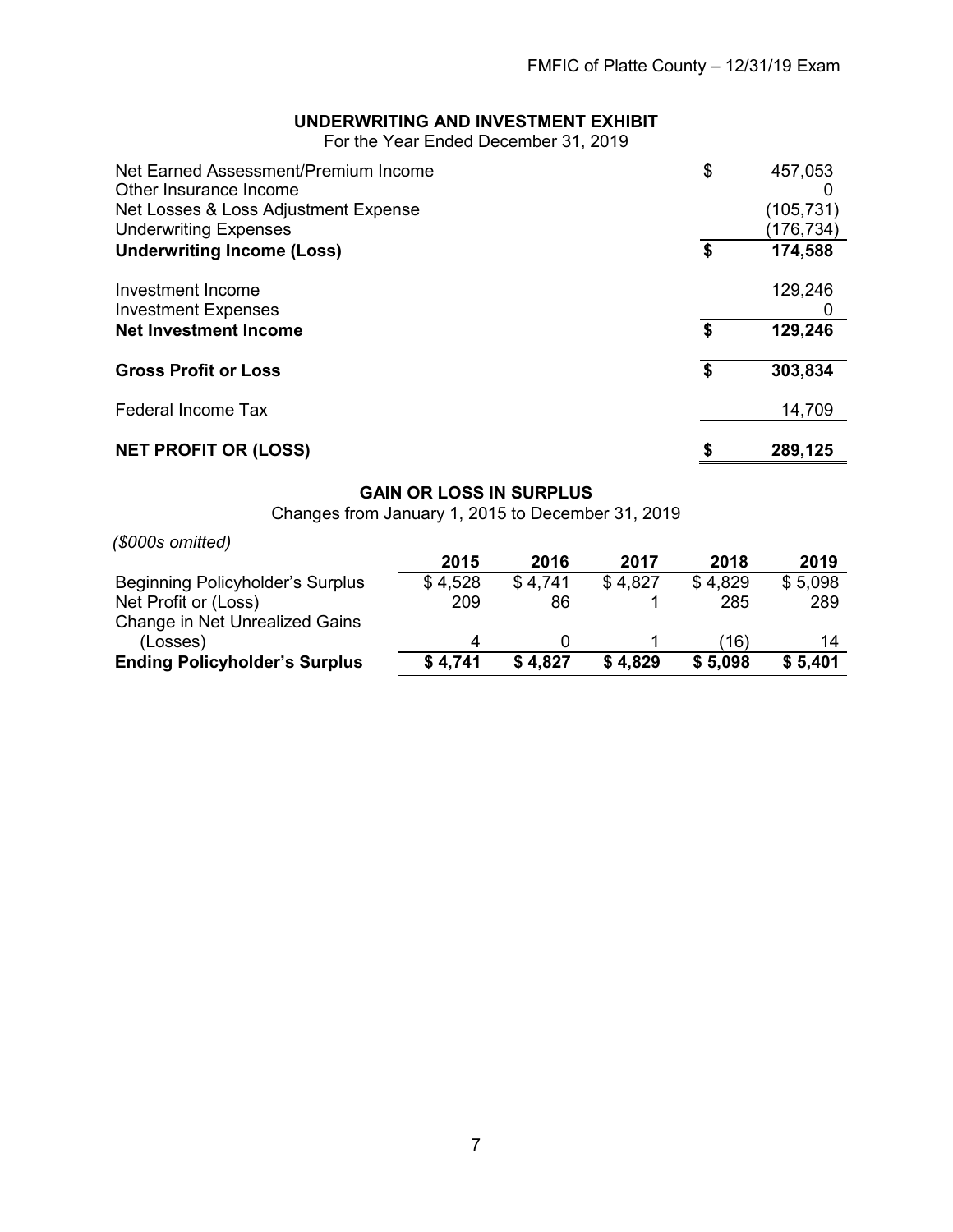## UNDERWRITING AND INVESTMENT EXHIBIT

For the Year Ended December 31, 2019

| | |
|---|---|
| Net Earned Assessment/Premium Income | $ 457,053 |
| Other Insurance Income | 0 |
| Net Losses & Loss Adjustment Expense | (105,731) |
| Underwriting Expenses | (176,734) |
| **Underwriting Income (Loss)** | **$ 174,588** |
| Investment Income | 129,246 |
| Investment Expenses | 0 |
| **Net Investment Income** | **$ 129,246** |
| **Gross Profit or Loss** | **$ 303,834** |
| Federal Income Tax | 14,709 |
| **NET PROFIT OR (LOSS)** | **$ 289,125** |

## GAIN OR LOSS IN SURPLUS

Changes from January 1, 2015 to December 31, 2019

*($000s omitted)*

| | 2015 | 2016 | 2017 | 2018 | 2019 |
|---|---|---|---|---|---|
| Beginning Policyholder's Surplus | $ 4,528 | $ 4,741 | $ 4,827 | $ 4,829 | $ 5,098 |
| Net Profit or (Loss) | 209 | 86 | 1 | 285 | 289 |
| Change in Net Unrealized Gains (Losses) | 4 | 0 | 1 | (16) | 14 |
| **Ending Policyholder's Surplus** | **$ 4,741** | **$ 4,827** | **$ 4,829** | **$ 5,098** | **$ 5,401** |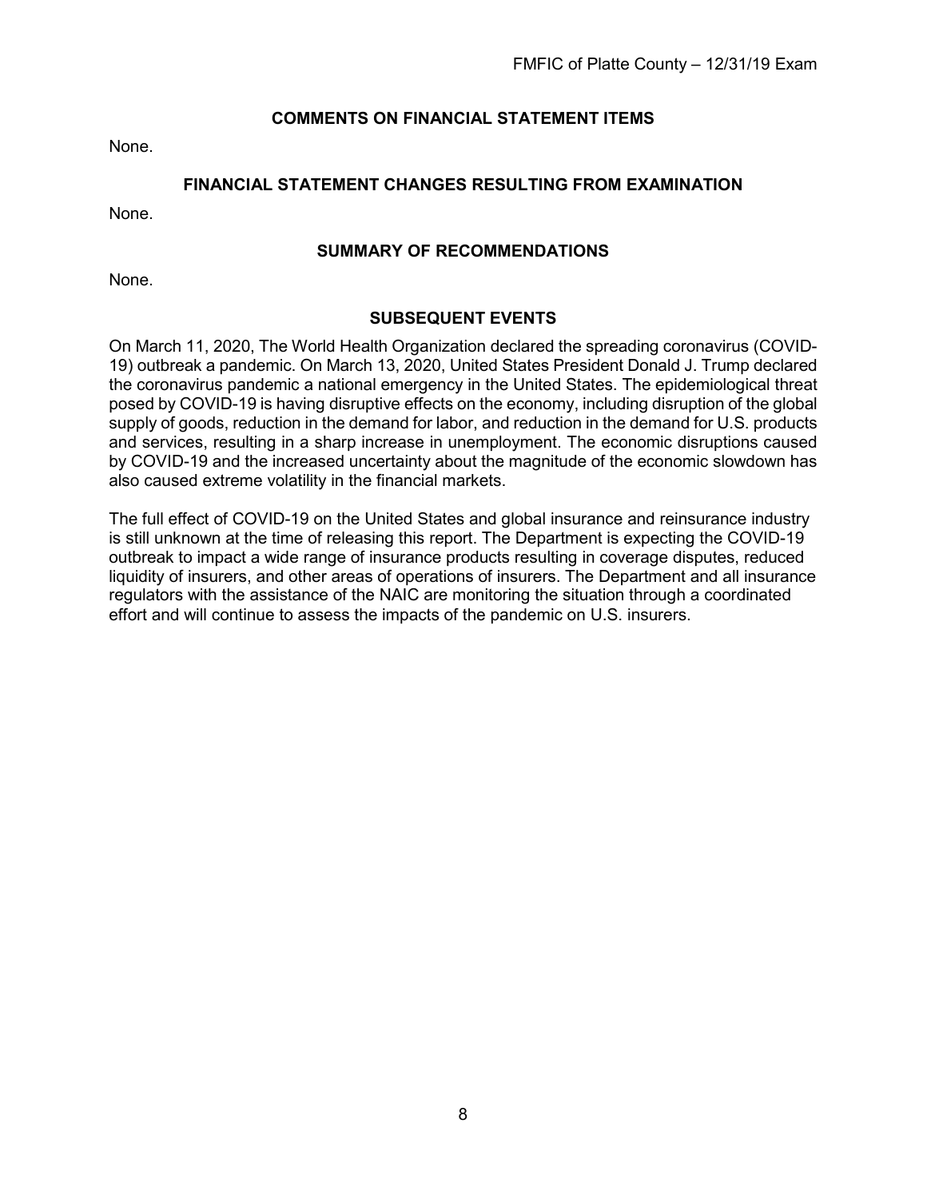## COMMENTS ON FINANCIAL STATEMENT ITEMS

None.

## FINANCIAL STATEMENT CHANGES RESULTING FROM EXAMINATION

None.

## SUMMARY OF RECOMMENDATIONS

None.

## SUBSEQUENT EVENTS

On March 11, 2020, The World Health Organization declared the spreading coronavirus (COVID-19) outbreak a pandemic. On March 13, 2020, United States President Donald J. Trump declared the coronavirus pandemic a national emergency in the United States. The epidemiological threat posed by COVID-19 is having disruptive effects on the economy, including disruption of the global supply of goods, reduction in the demand for labor, and reduction in the demand for U.S. products and services, resulting in a sharp increase in unemployment. The economic disruptions caused by COVID-19 and the increased uncertainty about the magnitude of the economic slowdown has also caused extreme volatility in the financial markets.

The full effect of COVID-19 on the United States and global insurance and reinsurance industry is still unknown at the time of releasing this report. The Department is expecting the COVID-19 outbreak to impact a wide range of insurance products resulting in coverage disputes, reduced liquidity of insurers, and other areas of operations of insurers. The Department and all insurance regulators with the assistance of the NAIC are monitoring the situation through a coordinated effort and will continue to assess the impacts of the pandemic on U.S. insurers.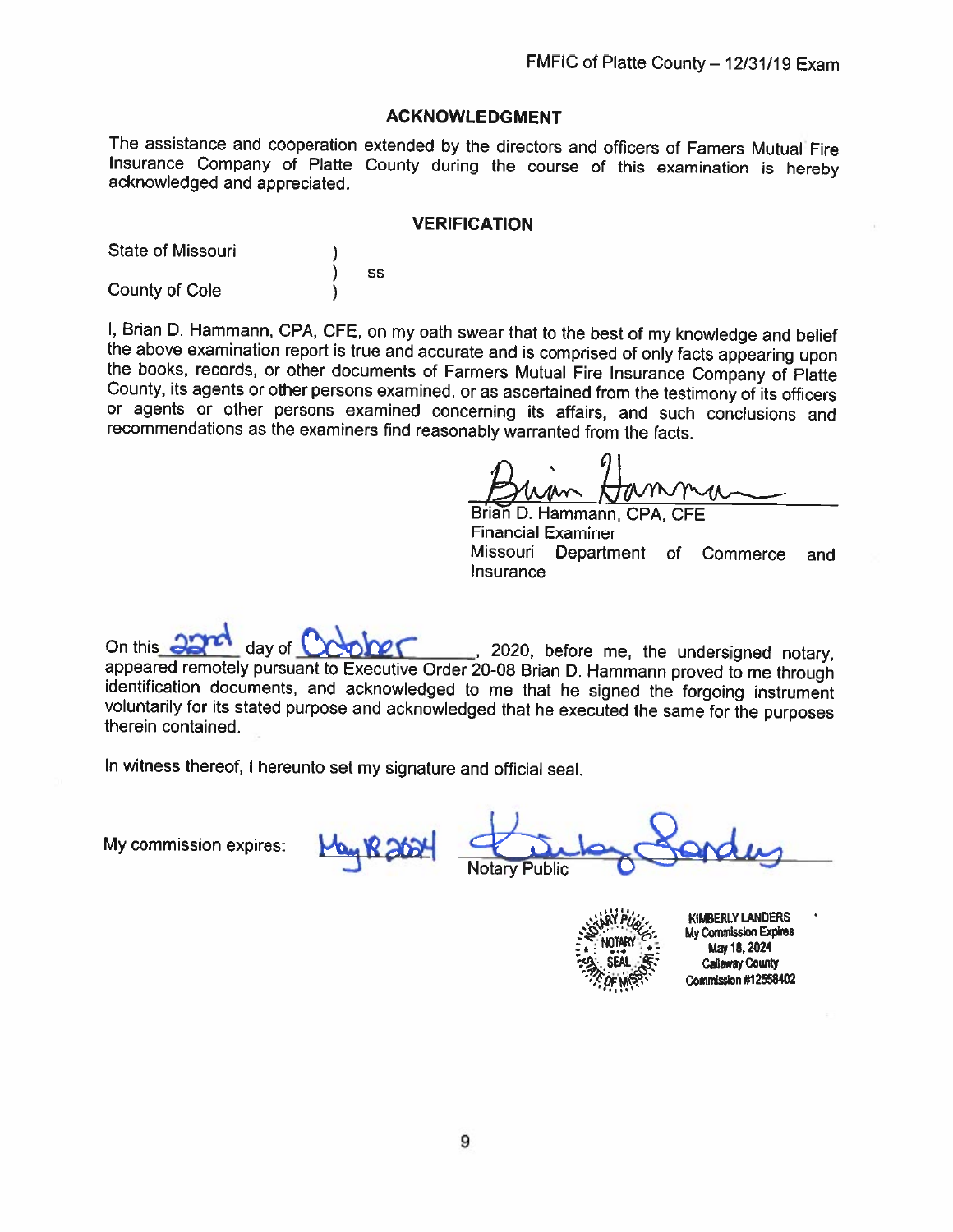## ACKNOWLEDGMENT

The assistance and cooperation extended by the directors and officers of Famers Mutual Fire Insurance Company of Platte County during the course of this examination is hereby acknowledged and appreciated.

## VERIFICATION

State of Missouri )
) ss
County of Cole )

I, Brian D. Hammann, CPA, CFE, on my oath swear that to the best of my knowledge and belief the above examination report is true and accurate and is comprised of only facts appearing upon the books, records, or other documents of Farmers Mutual Fire Insurance Company of Platte County, its agents or other persons examined, or as ascertained from the testimony of its officers or agents or other persons examined concerning its affairs, and such conclusions and recommendations as the examiners find reasonably warranted from the facts.

Brian D. Hammann, CPA, CFE
Financial Examiner
Missouri Department of Commerce and Insurance

On this 22nd day of October, 2020, before me, the undersigned notary, appeared remotely pursuant to Executive Order 20-08 Brian D. Hammann proved to me through identification documents, and acknowledged to me that he signed the forgoing instrument voluntarily for its stated purpose and acknowledged that he executed the same for the purposes therein contained.

In witness thereof, I hereunto set my signature and official seal.

My commission expires: May 18 2024

Notary Public

NOTARY PUBLIC NOTARY SEAL STATE OF MISSOURI
KIMBERLY LANDERS
My Commission Expires
May 18, 2024
Callaway County
Commission #12558402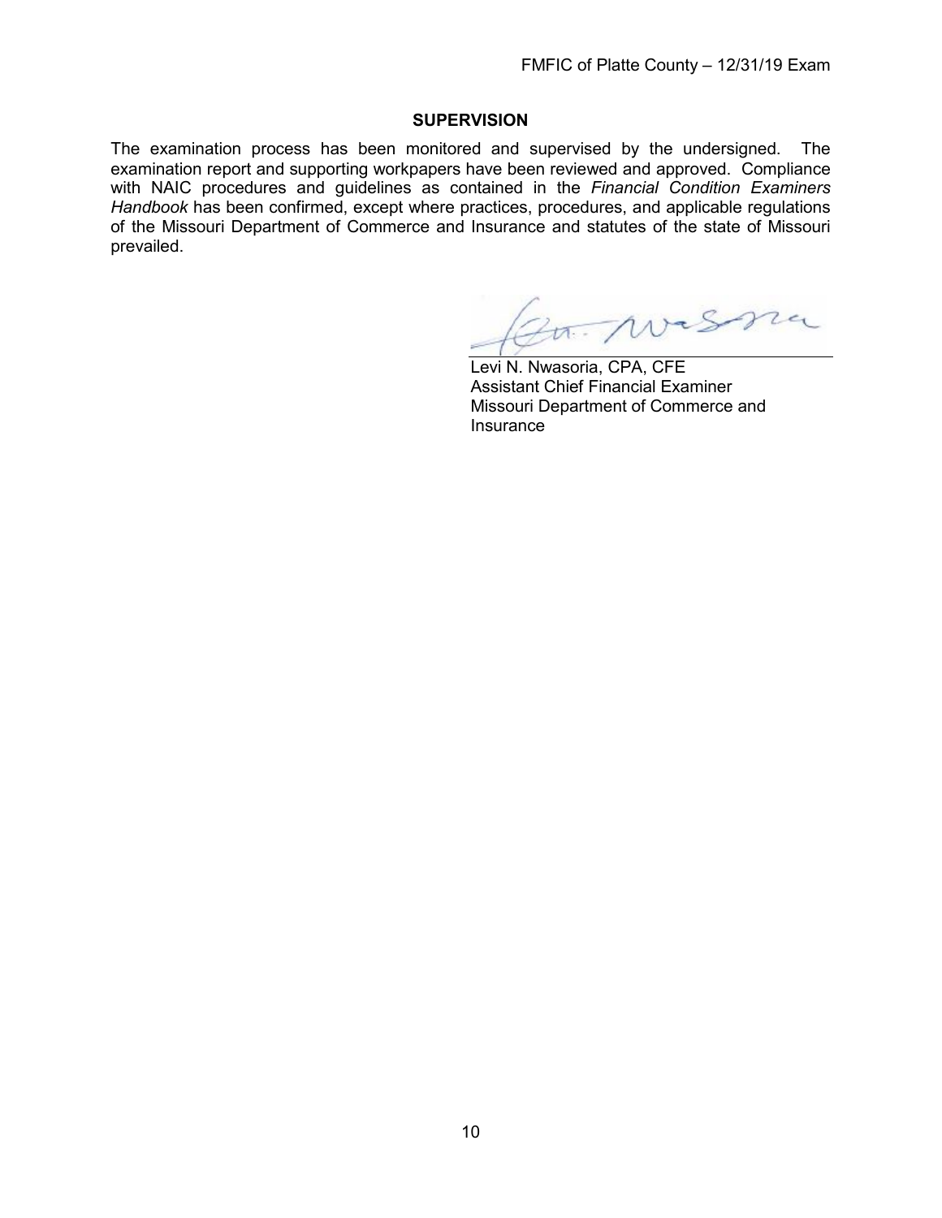## SUPERVISION

The examination process has been monitored and supervised by the undersigned. The examination report and supporting workpapers have been reviewed and approved. Compliance with NAIC procedures and guidelines as contained in the *Financial Condition Examiners Handbook* has been confirmed, except where practices, procedures, and applicable regulations of the Missouri Department of Commerce and Insurance and statutes of the state of Missouri prevailed.

Levi N. Nwasoria, CPA, CFE
Assistant Chief Financial Examiner
Missouri Department of Commerce and Insurance